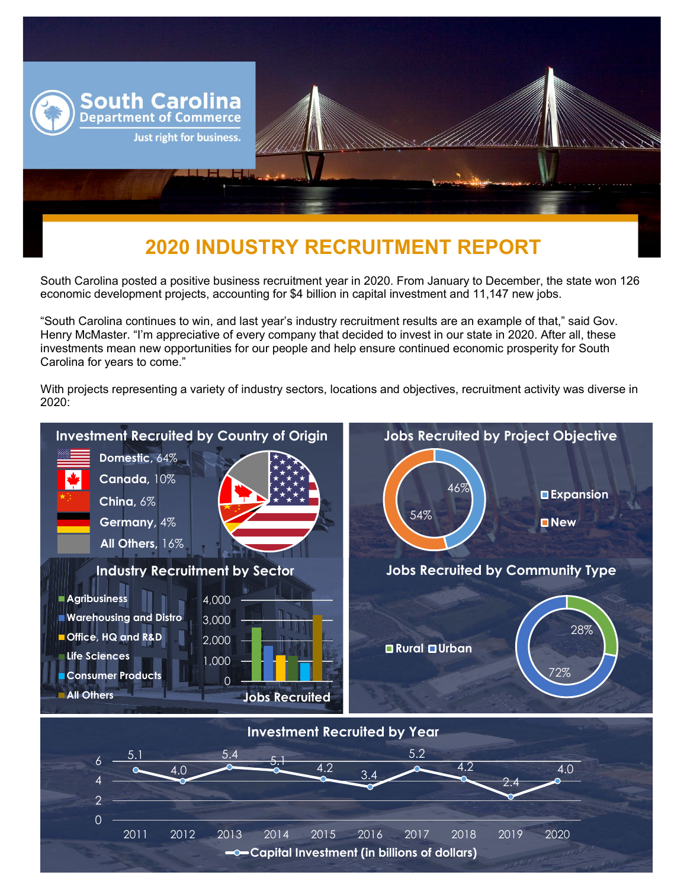South Carolina Department of Commerce

Just right for business.

# 2020 INDUSTRY RECRUITMENT REPORT

South Carolina posted a positive business recruitment year in 2020. From January to December, the state won 126 economic development projects, accounting for $4 billion in capital investment and 11,147 new jobs.

"South Carolina continues to win, and last year's industry recruitment results are an example of that," said Gov. Henry McMaster. "I'm appreciative of every company that decided to invest in our state in 2020. After all, these investments mean new opportunities for our people and help ensure continued economic prosperity for South Carolina for years to come."

With projects representing a variety of industry sectors, locations and objectives, recruitment activity was diverse in 2020:

## Investment Recruited by Country of Origin

- Domestic, 64%
- Canada, 10%
- China, 6%
- Germany, 4%
- All Others, 16%

## Jobs Recruited by Project Objective

- Expansion: 46%
- New: 54%

## Industry Recruitment by Sector

Jobs Recruited

- Agribusiness
- Warehousing and Distro
- Office, HQ and R&D
- Life Sciences
- Consumer Products
- All Others

## Jobs Recruited by Community Type

- Rural: 28%
- Urban: 72%

## Investment Recruited by Year

Capital Investment (in billions of dollars)

| Year | 2011 | 2012 | 2013 | 2014 | 2015 | 2016 | 2017 | 2018 | 2019 | 2020 |
|---|---|---|---|---|---|---|---|---|---|---|
| Capital Investment | 5.1 | 4.0 | 5.4 | 5.1 | 4.2 | 3.4 | 5.2 | 4.2 | 2.4 | 4.0 |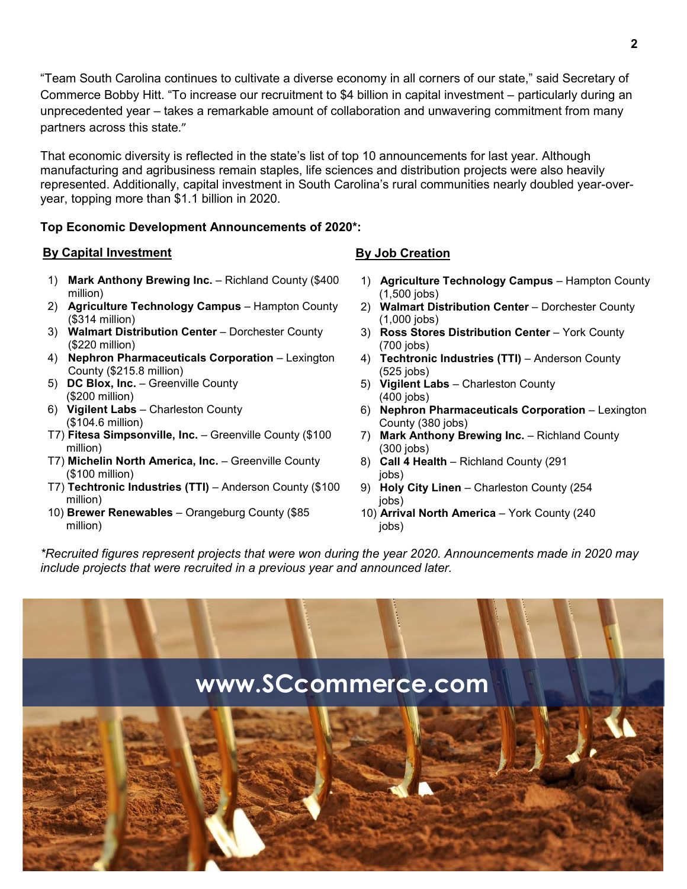"Team South Carolina continues to cultivate a diverse economy in all corners of our state," said Secretary of Commerce Bobby Hitt. "To increase our recruitment to $4 billion in capital investment – particularly during an unprecedented year – takes a remarkable amount of collaboration and unwavering commitment from many partners across this state."

That economic diversity is reflected in the state's list of top 10 announcements for last year. Although manufacturing and agribusiness remain staples, life sciences and distribution projects were also heavily represented. Additionally, capital investment in South Carolina's rural communities nearly doubled year-over-year, topping more than $1.1 billion in 2020.

**Top Economic Development Announcements of 2020*:**

**By Capital Investment**

1) **Mark Anthony Brewing Inc.** – Richland County ($400 million)
2) **Agriculture Technology Campus** – Hampton County ($314 million)
3) **Walmart Distribution Center** – Dorchester County ($220 million)
4) **Nephron Pharmaceuticals Corporation** – Lexington County ($215.8 million)
5) **DC Blox, Inc.** – Greenville County ($200 million)
6) **Vigilent Labs** – Charleston County ($104.6 million)

T7) **Fitesa Simpsonville, Inc.** – Greenville County ($100 million)

T7) **Michelin North America, Inc.** – Greenville County ($100 million)

T7) **Techtronic Industries (TTI)** – Anderson County ($100 million)

10) **Brewer Renewables** – Orangeburg County ($85 million)

**By Job Creation**

1) **Agriculture Technology Campus** – Hampton County (1,500 jobs)
2) **Walmart Distribution Center** – Dorchester County (1,000 jobs)
3) **Ross Stores Distribution Center** – York County (700 jobs)
4) **Techtronic Industries (TTI)** – Anderson County (525 jobs)
5) **Vigilent Labs** – Charleston County (400 jobs)
6) **Nephron Pharmaceuticals Corporation** – Lexington County (380 jobs)
7) **Mark Anthony Brewing Inc.** – Richland County (300 jobs)
8) **Call 4 Health** – Richland County (291 jobs)
9) **Holy City Linen** – Charleston County (254 jobs)
10) **Arrival North America** – York County (240 jobs)

*\*Recruited figures represent projects that were won during the year 2020. Announcements made in 2020 may include projects that were recruited in a previous year and announced later.*

www.SCcommerce.com